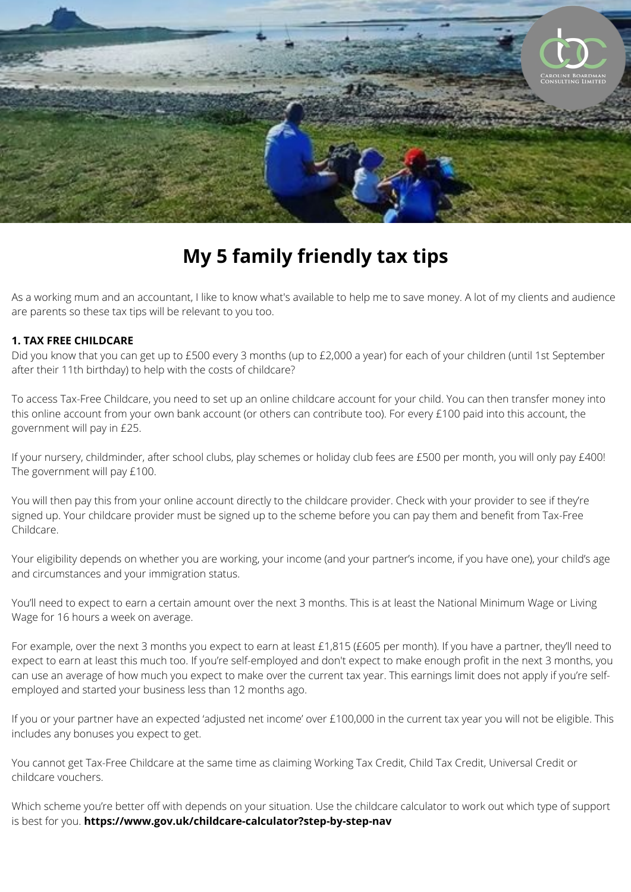# My 5 family friendly tax tips

As a working mum and an accountant, I like to know what's available to help me to save money. A lot of my clients and audience are parents so these tax tips will be relevant to you too.

**1. TAX FREE CHILDCARE**

Did you know that you can get up to £500 every 3 months (up to £2,000 a year) for each of your children (until 1st September after their 11th birthday) to help with the costs of childcare?

To access Tax-Free Childcare, you need to set up an online childcare account for your child. You can then transfer money into this online account from your own bank account (or others can contribute too). For every £100 paid into this account, the government will pay in £25.

If your nursery, childminder, after school clubs, play schemes or holiday club fees are £500 per month, you will only pay £400! The government will pay £100.

You will then pay this from your online account directly to the childcare provider. Check with your provider to see if they're signed up. Your childcare provider must be signed up to the scheme before you can pay them and benefit from Tax-Free Childcare.

Your eligibility depends on whether you are working, your income (and your partner's income, if you have one), your child's age and circumstances and your immigration status.

You'll need to expect to earn a certain amount over the next 3 months. This is at least the National Minimum Wage or Living Wage for 16 hours a week on average.

For example, over the next 3 months you expect to earn at least £1,815 (£605 per month). If you have a partner, they'll need to expect to earn at least this much too. If you're self-employed and don't expect to make enough profit in the next 3 months, you can use an average of how much you expect to make over the current tax year. This earnings limit does not apply if you're self-employed and started your business less than 12 months ago.

If you or your partner have an expected 'adjusted net income' over £100,000 in the current tax year you will not be eligible. This includes any bonuses you expect to get.

You cannot get Tax-Free Childcare at the same time as claiming Working Tax Credit, Child Tax Credit, Universal Credit or childcare vouchers.

Which scheme you're better off with depends on your situation. Use the childcare calculator to work out which type of support is best for you. **https://www.gov.uk/childcare-calculator?step-by-step-nav**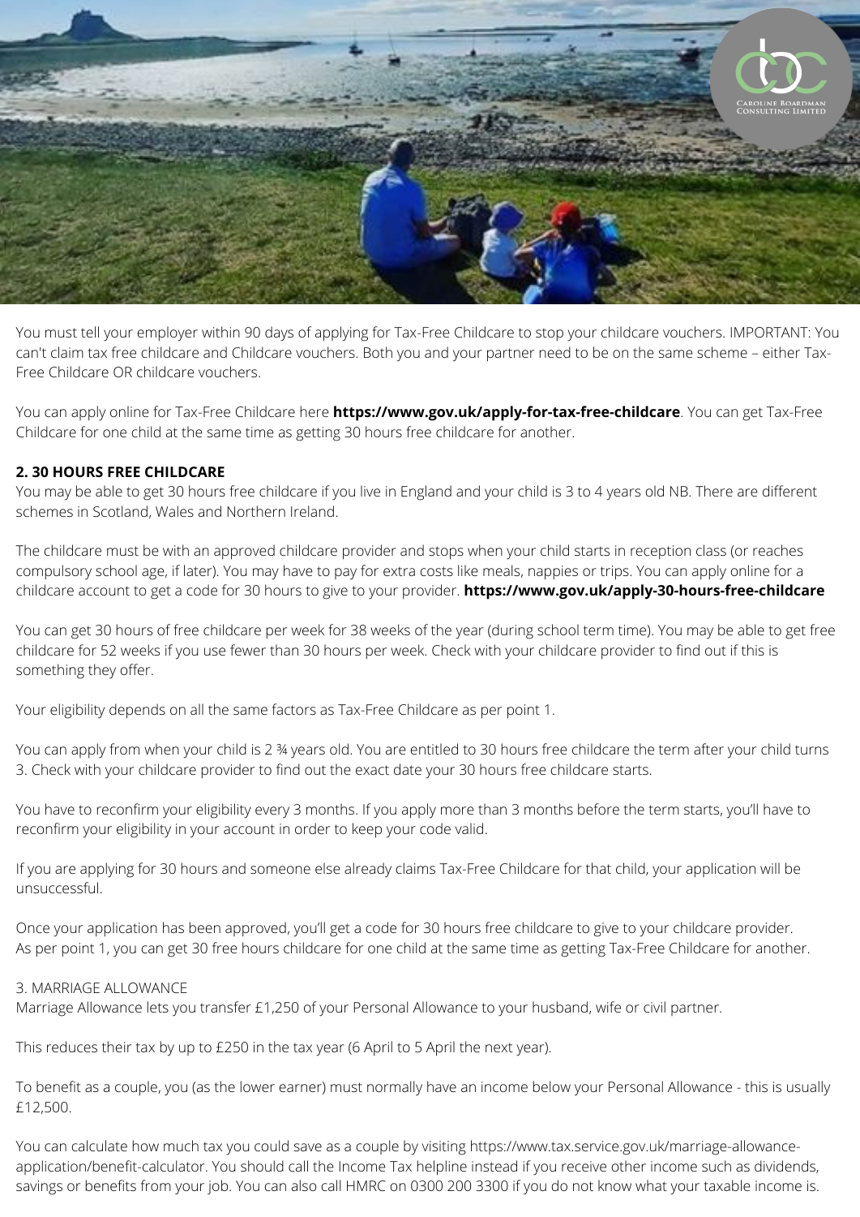You must tell your employer within 90 days of applying for Tax-Free Childcare to stop your childcare vouchers. IMPORTANT: You can't claim tax free childcare and Childcare vouchers. Both you and your partner need to be on the same scheme – either Tax-Free Childcare OR childcare vouchers.

You can apply online for Tax-Free Childcare here **https://www.gov.uk/apply-for-tax-free-childcare**. You can get Tax-Free Childcare for one child at the same time as getting 30 hours free childcare for another.

**2. 30 HOURS FREE CHILDCARE**

You may be able to get 30 hours free childcare if you live in England and your child is 3 to 4 years old NB. There are different schemes in Scotland, Wales and Northern Ireland.

The childcare must be with an approved childcare provider and stops when your child starts in reception class (or reaches compulsory school age, if later). You may have to pay for extra costs like meals, nappies or trips. You can apply online for a childcare account to get a code for 30 hours to give to your provider. **https://www.gov.uk/apply-30-hours-free-childcare**

You can get 30 hours of free childcare per week for 38 weeks of the year (during school term time). You may be able to get free childcare for 52 weeks if you use fewer than 30 hours per week. Check with your childcare provider to find out if this is something they offer.

Your eligibility depends on all the same factors as Tax-Free Childcare as per point 1.

You can apply from when your child is 2 ¾ years old. You are entitled to 30 hours free childcare the term after your child turns 3. Check with your childcare provider to find out the exact date your 30 hours free childcare starts.

You have to reconfirm your eligibility every 3 months. If you apply more than 3 months before the term starts, you'll have to reconfirm your eligibility in your account in order to keep your code valid.

If you are applying for 30 hours and someone else already claims Tax-Free Childcare for that child, your application will be unsuccessful.

Once your application has been approved, you'll get a code for 30 hours free childcare to give to your childcare provider. As per point 1, you can get 30 free hours childcare for one child at the same time as getting Tax-Free Childcare for another.

3. MARRIAGE ALLOWANCE

Marriage Allowance lets you transfer £1,250 of your Personal Allowance to your husband, wife or civil partner.

This reduces their tax by up to £250 in the tax year (6 April to 5 April the next year).

To benefit as a couple, you (as the lower earner) must normally have an income below your Personal Allowance - this is usually £12,500.

You can calculate how much tax you could save as a couple by visiting https://www.tax.service.gov.uk/marriage-allowance-application/benefit-calculator. You should call the Income Tax helpline instead if you receive other income such as dividends, savings or benefits from your job. You can also call HMRC on 0300 200 3300 if you do not know what your taxable income is.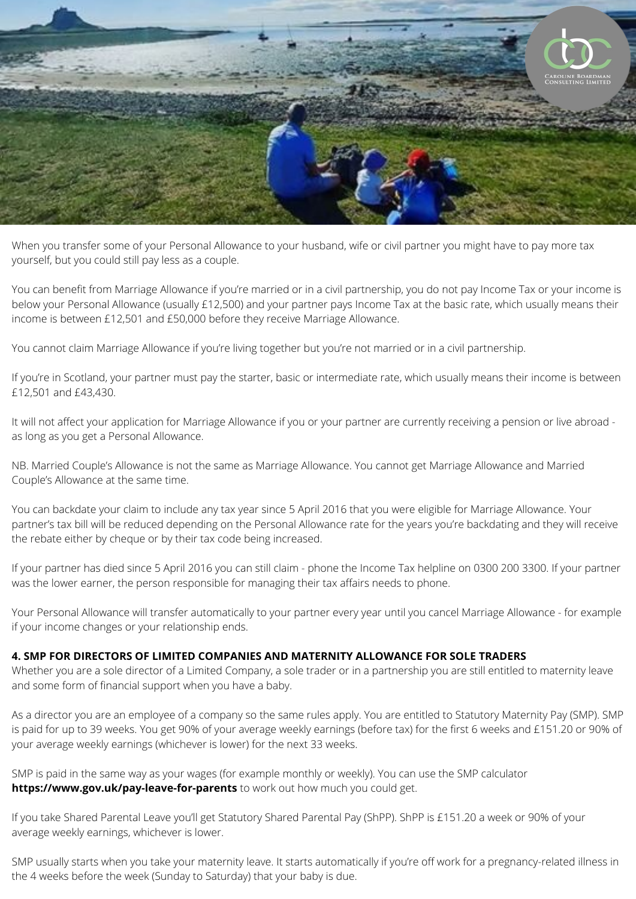When you transfer some of your Personal Allowance to your husband, wife or civil partner you might have to pay more tax yourself, but you could still pay less as a couple.

You can benefit from Marriage Allowance if you're married or in a civil partnership, you do not pay Income Tax or your income is below your Personal Allowance (usually £12,500) and your partner pays Income Tax at the basic rate, which usually means their income is between £12,501 and £50,000 before they receive Marriage Allowance.

You cannot claim Marriage Allowance if you're living together but you're not married or in a civil partnership.

If you're in Scotland, your partner must pay the starter, basic or intermediate rate, which usually means their income is between £12,501 and £43,430.

It will not affect your application for Marriage Allowance if you or your partner are currently receiving a pension or live abroad - as long as you get a Personal Allowance.

NB. Married Couple's Allowance is not the same as Marriage Allowance. You cannot get Marriage Allowance and Married Couple's Allowance at the same time.

You can backdate your claim to include any tax year since 5 April 2016 that you were eligible for Marriage Allowance. Your partner's tax bill will be reduced depending on the Personal Allowance rate for the years you're backdating and they will receive the rebate either by cheque or by their tax code being increased.

If your partner has died since 5 April 2016 you can still claim - phone the Income Tax helpline on 0300 200 3300. If your partner was the lower earner, the person responsible for managing their tax affairs needs to phone.

Your Personal Allowance will transfer automatically to your partner every year until you cancel Marriage Allowance - for example if your income changes or your relationship ends.

**4. SMP FOR DIRECTORS OF LIMITED COMPANIES AND MATERNITY ALLOWANCE FOR SOLE TRADERS**

Whether you are a sole director of a Limited Company, a sole trader or in a partnership you are still entitled to maternity leave and some form of financial support when you have a baby.

As a director you are an employee of a company so the same rules apply. You are entitled to Statutory Maternity Pay (SMP). SMP is paid for up to 39 weeks. You get 90% of your average weekly earnings (before tax) for the first 6 weeks and £151.20 or 90% of your average weekly earnings (whichever is lower) for the next 33 weeks.

SMP is paid in the same way as your wages (for example monthly or weekly). You can use the SMP calculator **https://www.gov.uk/pay-leave-for-parents** to work out how much you could get.

If you take Shared Parental Leave you'll get Statutory Shared Parental Pay (ShPP). ShPP is £151.20 a week or 90% of your average weekly earnings, whichever is lower.

SMP usually starts when you take your maternity leave. It starts automatically if you're off work for a pregnancy-related illness in the 4 weeks before the week (Sunday to Saturday) that your baby is due.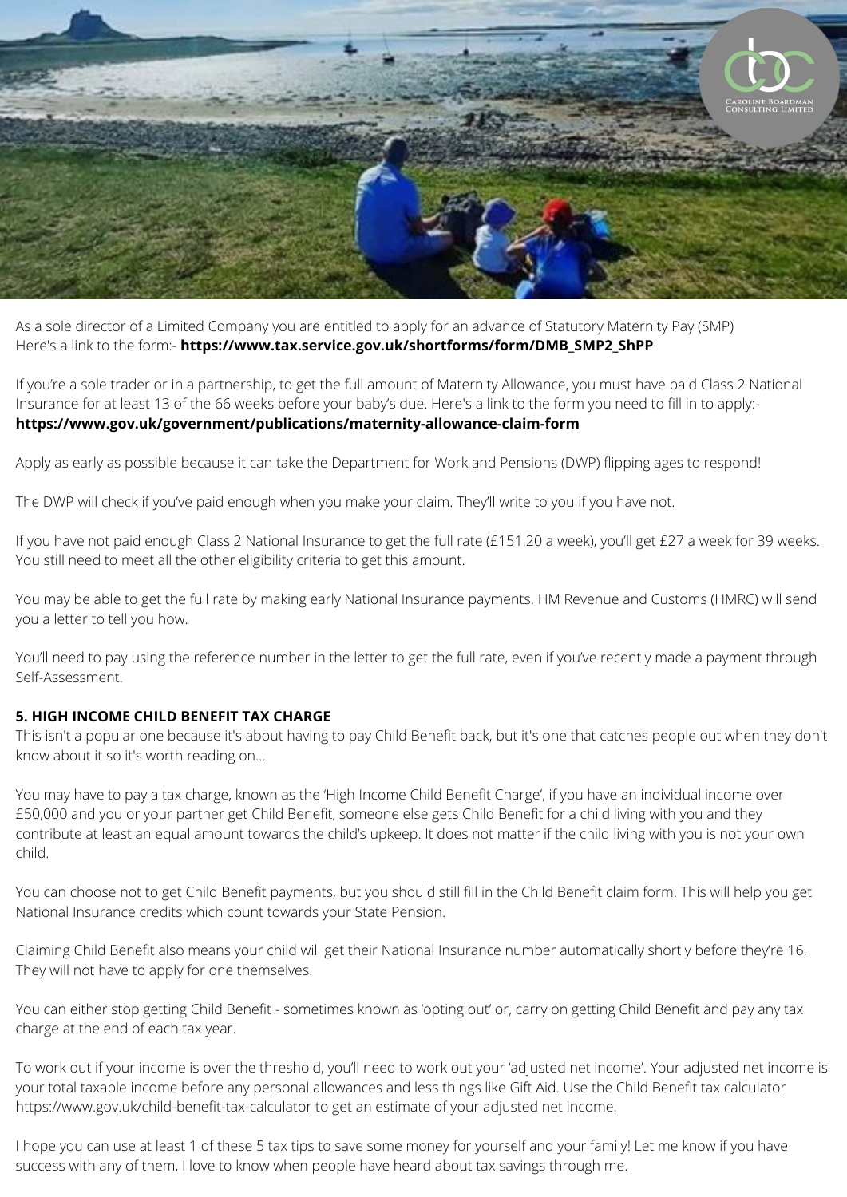As a sole director of a Limited Company you are entitled to apply for an advance of Statutory Maternity Pay (SMP) Here's a link to the form:- **https://www.tax.service.gov.uk/shortforms/form/DMB_SMP2_ShPP**

If you're a sole trader or in a partnership, to get the full amount of Maternity Allowance, you must have paid Class 2 National Insurance for at least 13 of the 66 weeks before your baby's due. Here's a link to the form you need to fill in to apply:- **https://www.gov.uk/government/publications/maternity-allowance-claim-form**

Apply as early as possible because it can take the Department for Work and Pensions (DWP) flipping ages to respond!

The DWP will check if you've paid enough when you make your claim. They'll write to you if you have not.

If you have not paid enough Class 2 National Insurance to get the full rate (£151.20 a week), you'll get £27 a week for 39 weeks. You still need to meet all the other eligibility criteria to get this amount.

You may be able to get the full rate by making early National Insurance payments. HM Revenue and Customs (HMRC) will send you a letter to tell you how.

You'll need to pay using the reference number in the letter to get the full rate, even if you've recently made a payment through Self-Assessment.

**5. HIGH INCOME CHILD BENEFIT TAX CHARGE**

This isn't a popular one because it's about having to pay Child Benefit back, but it's one that catches people out when they don't know about it so it's worth reading on...

You may have to pay a tax charge, known as the 'High Income Child Benefit Charge', if you have an individual income over £50,000 and you or your partner get Child Benefit, someone else gets Child Benefit for a child living with you and they contribute at least an equal amount towards the child's upkeep. It does not matter if the child living with you is not your own child.

You can choose not to get Child Benefit payments, but you should still fill in the Child Benefit claim form. This will help you get National Insurance credits which count towards your State Pension.

Claiming Child Benefit also means your child will get their National Insurance number automatically shortly before they're 16. They will not have to apply for one themselves.

You can either stop getting Child Benefit - sometimes known as 'opting out' or, carry on getting Child Benefit and pay any tax charge at the end of each tax year.

To work out if your income is over the threshold, you'll need to work out your 'adjusted net income'. Your adjusted net income is your total taxable income before any personal allowances and less things like Gift Aid. Use the Child Benefit tax calculator https://www.gov.uk/child-benefit-tax-calculator to get an estimate of your adjusted net income.

I hope you can use at least 1 of these 5 tax tips to save some money for yourself and your family! Let me know if you have success with any of them, I love to know when people have heard about tax savings through me.